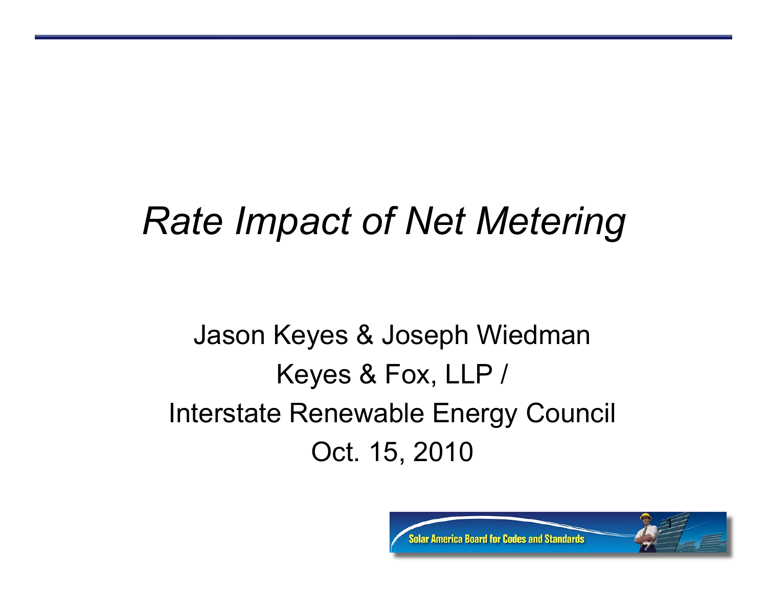# *Rate Impact of Net Metering*

Jason Keyes & Joseph Wiedman

Keyes & Fox, LLP /

Interstate Renewable Energy Council

Oct. 15, 2010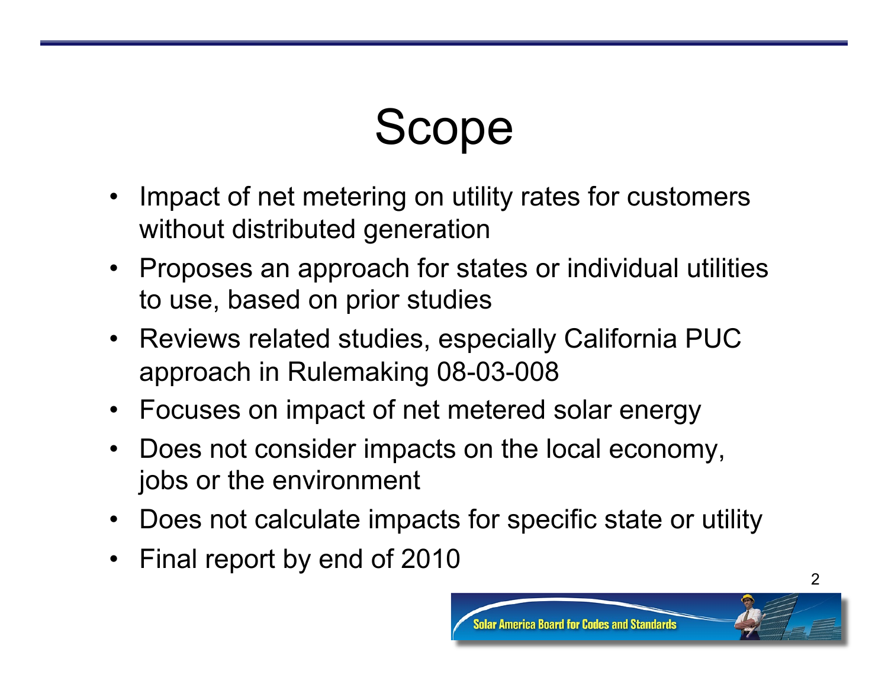# Scope

- Impact of net metering on utility rates for customers without distributed generation
- Proposes an approach for states or individual utilities to use, based on prior studies
- Reviews related studies, especially California PUC approach in Rulemaking 08-03-008
- Focuses on impact of net metered solar energy
- Does not consider impacts on the local economy, jobs or the environment
- Does not calculate impacts for specific state or utility
- Final report by end of 2010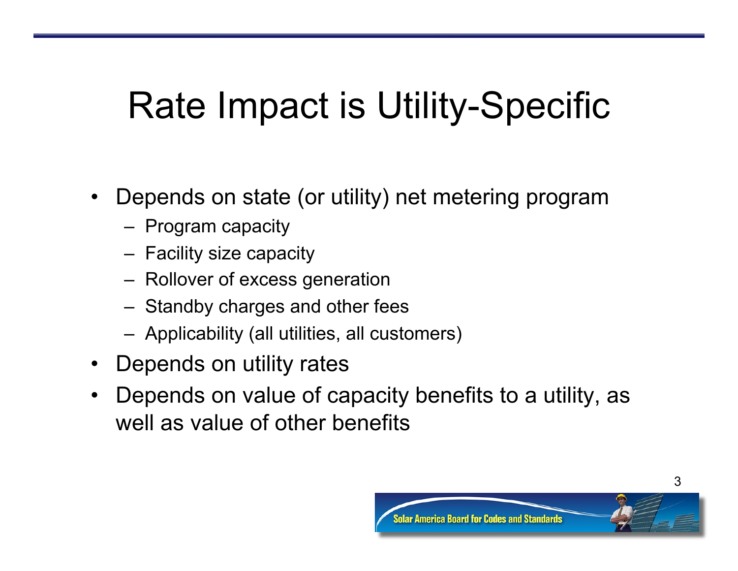# Rate Impact is Utility-Specific

- Depends on state (or utility) net metering program
  - Program capacity
  - Facility size capacity
  - Rollover of excess generation
  - Standby charges and other fees
  - Applicability (all utilities, all customers)
- Depends on utility rates
- Depends on value of capacity benefits to a utility, as well as value of other benefits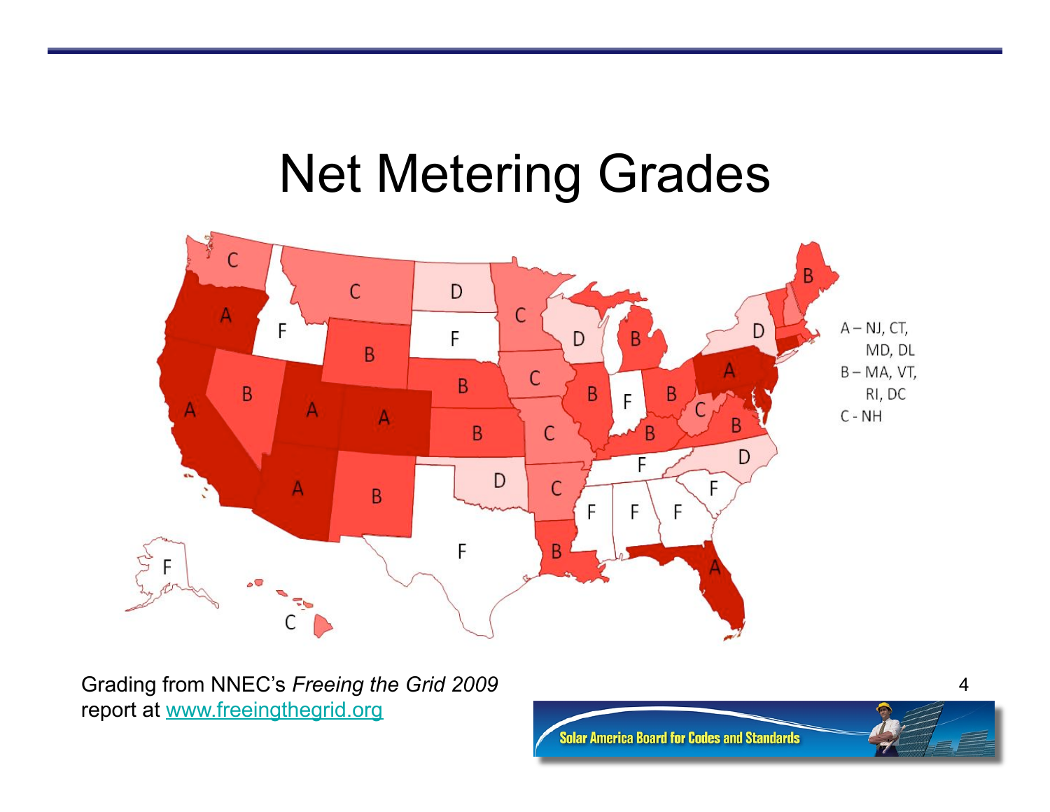# Net Metering Grades

A – NJ, CT, MD, DL
B – MA, VT, RI, DC
C - NH

Grading from NNEC's *Freeing the Grid 2009* report at www.freeingthegrid.org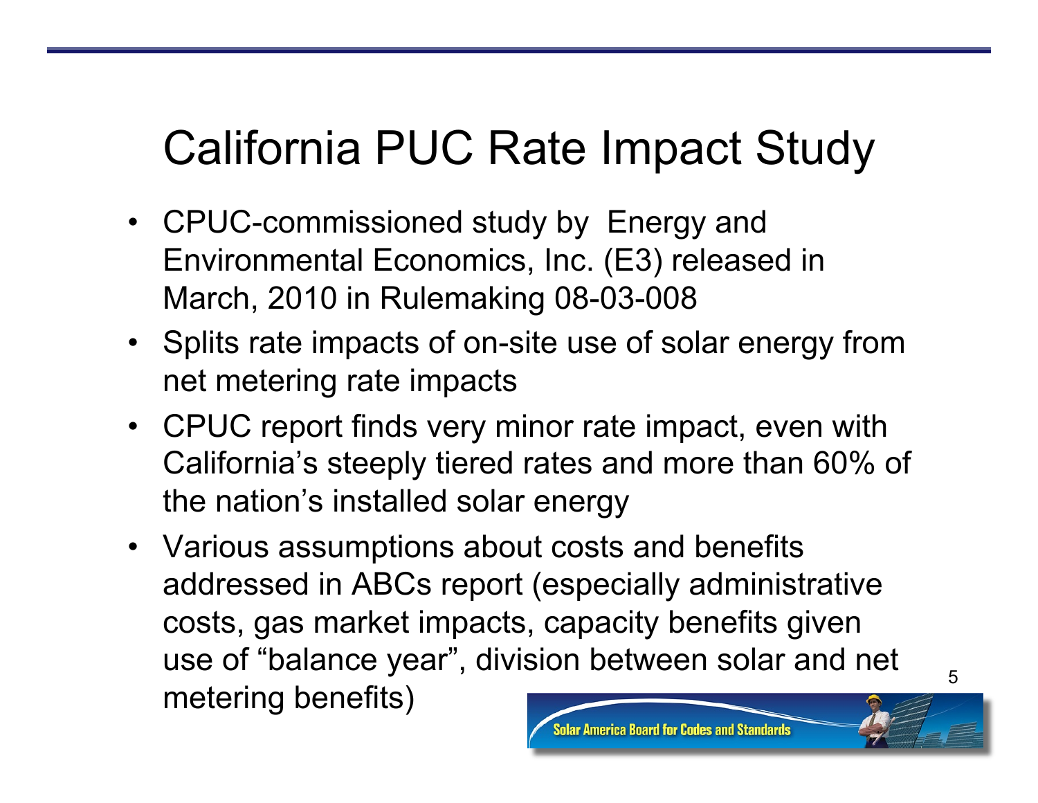# California PUC Rate Impact Study

- CPUC-commissioned study by Energy and Environmental Economics, Inc. (E3) released in March, 2010 in Rulemaking 08-03-008
- Splits rate impacts of on-site use of solar energy from net metering rate impacts
- CPUC report finds very minor rate impact, even with California's steeply tiered rates and more than 60% of the nation's installed solar energy
- Various assumptions about costs and benefits addressed in ABCs report (especially administrative costs, gas market impacts, capacity benefits given use of "balance year", division between solar and net metering benefits)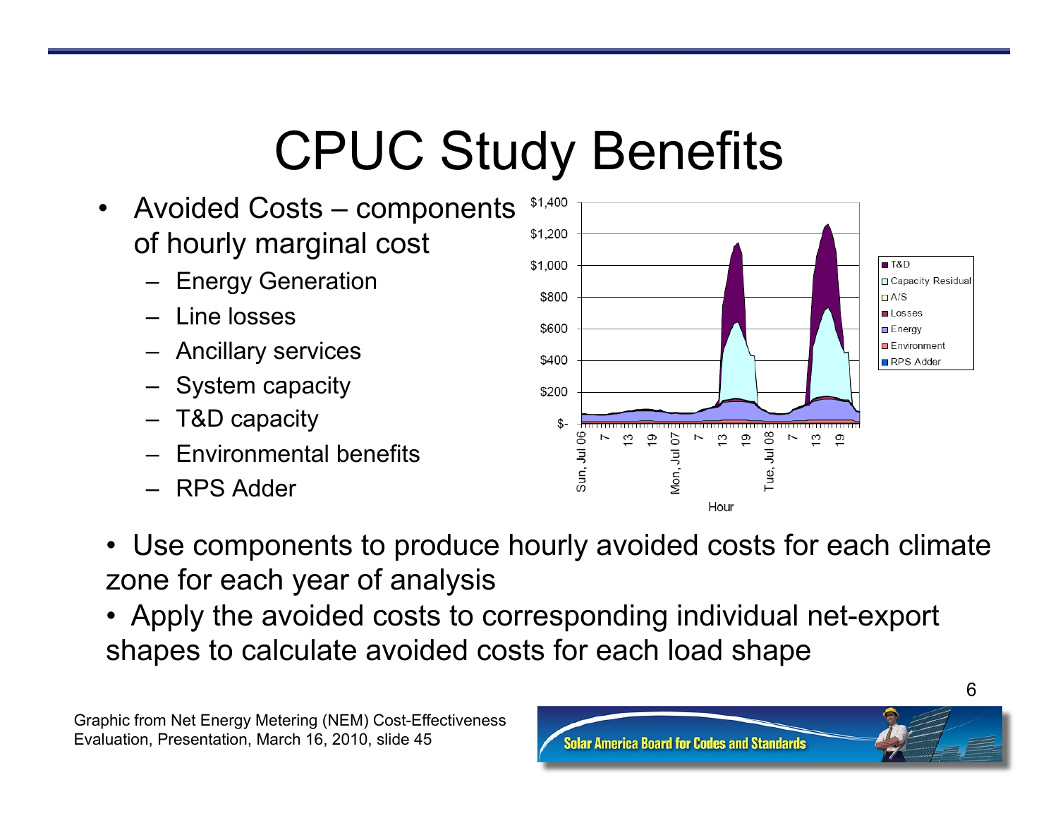# CPUC Study Benefits

- Avoided Costs – components of hourly marginal cost
  - Energy Generation
  - Line losses
  - Ancillary services
  - System capacity
  - T&D capacity
  - Environmental benefits
  - RPS Adder

- Use components to produce hourly avoided costs for each climate zone for each year of analysis
- Apply the avoided costs to corresponding individual net-export shapes to calculate avoided costs for each load shape

Graphic from Net Energy Metering (NEM) Cost-Effectiveness Evaluation, Presentation, March 16, 2010, slide 45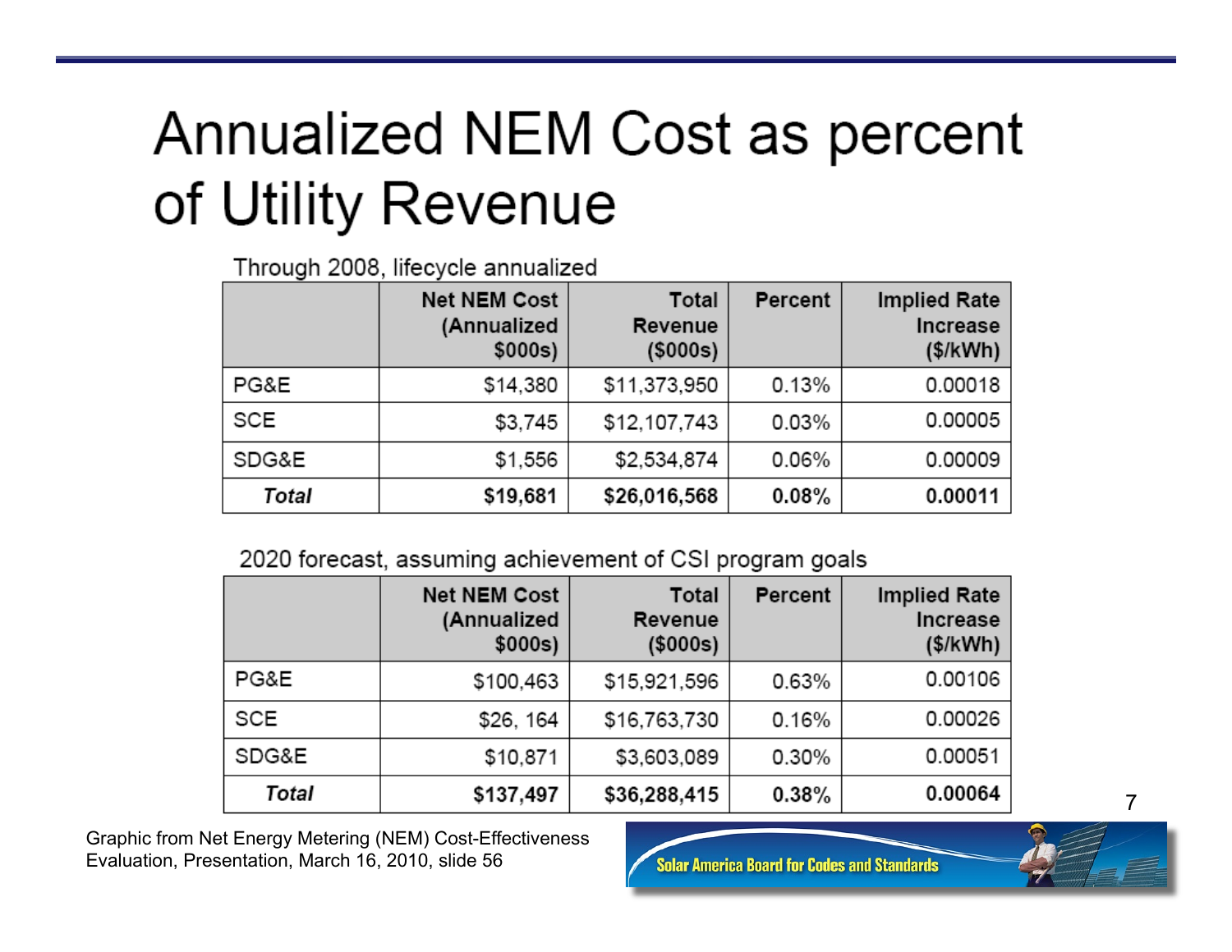# Annualized NEM Cost as percent of Utility Revenue

Through 2008, lifecycle annualized

| | Net NEM Cost (Annualized $000s) | Total Revenue ($000s) | Percent | Implied Rate Increase ($/kWh) |
|---|---|---|---|---|
| PG&E | $14,380 | $11,373,950 | 0.13% | 0.00018 |
| SCE | $3,745 | $12,107,743 | 0.03% | 0.00005 |
| SDG&E | $1,556 | $2,534,874 | 0.06% | 0.00009 |
| ***Total*** | **$19,681** | **$26,016,568** | **0.08%** | **0.00011** |

2020 forecast, assuming achievement of CSI program goals

| | Net NEM Cost (Annualized $000s) | Total Revenue ($000s) | Percent | Implied Rate Increase ($/kWh) |
|---|---|---|---|---|
| PG&E | $100,463 | $15,921,596 | 0.63% | 0.00106 |
| SCE | $26, 164 | $16,763,730 | 0.16% | 0.00026 |
| SDG&E | $10,871 | $3,603,089 | 0.30% | 0.00051 |
| ***Total*** | **$137,497** | **$36,288,415** | **0.38%** | **0.00064** |

Graphic from Net Energy Metering (NEM) Cost-Effectiveness Evaluation, Presentation, March 16, 2010, slide 56

Solar America Board for Codes and Standards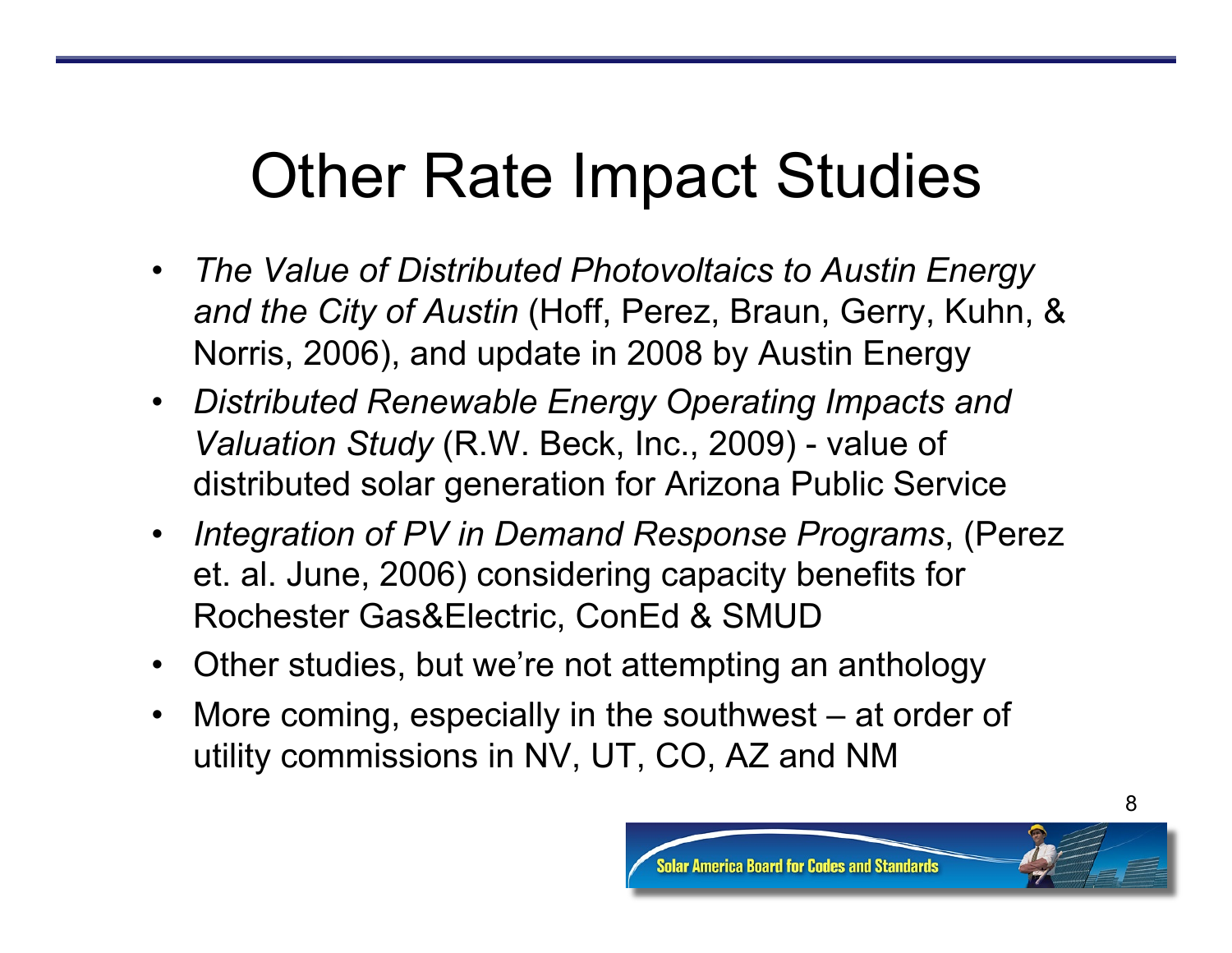# Other Rate Impact Studies

- *The Value of Distributed Photovoltaics to Austin Energy and the City of Austin* (Hoff, Perez, Braun, Gerry, Kuhn, & Norris, 2006), and update in 2008 by Austin Energy
- *Distributed Renewable Energy Operating Impacts and Valuation Study* (R.W. Beck, Inc., 2009) - value of distributed solar generation for Arizona Public Service
- *Integration of PV in Demand Response Programs*, (Perez et. al. June, 2006) considering capacity benefits for Rochester Gas&Electric, ConEd & SMUD
- Other studies, but we're not attempting an anthology
- More coming, especially in the southwest – at order of utility commissions in NV, UT, CO, AZ and NM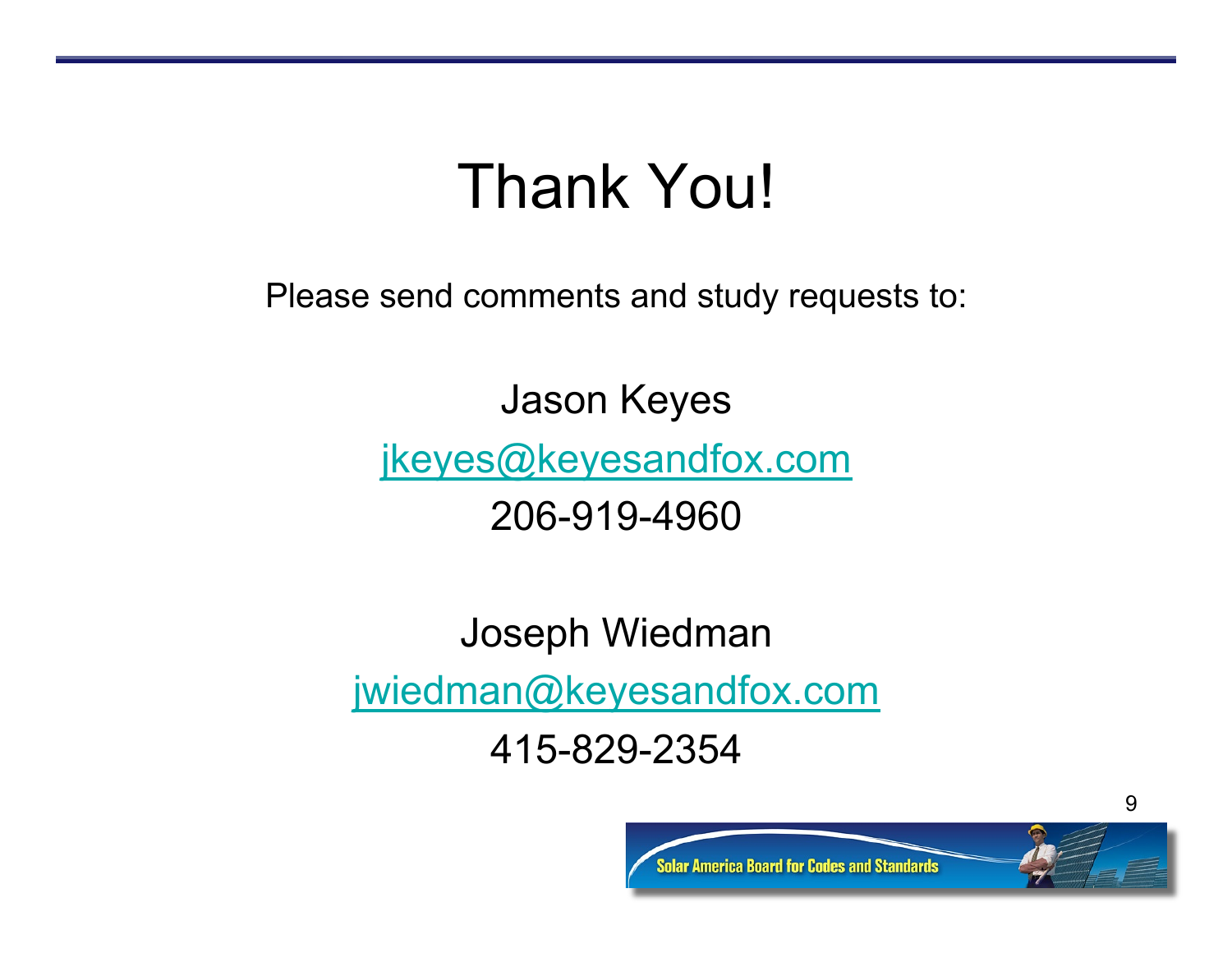# Thank You!

Please send comments and study requests to:

Jason Keyes

jkeyes@keyesandfox.com

206-919-4960

Joseph Wiedman

jwiedman@keyesandfox.com

415-829-2354